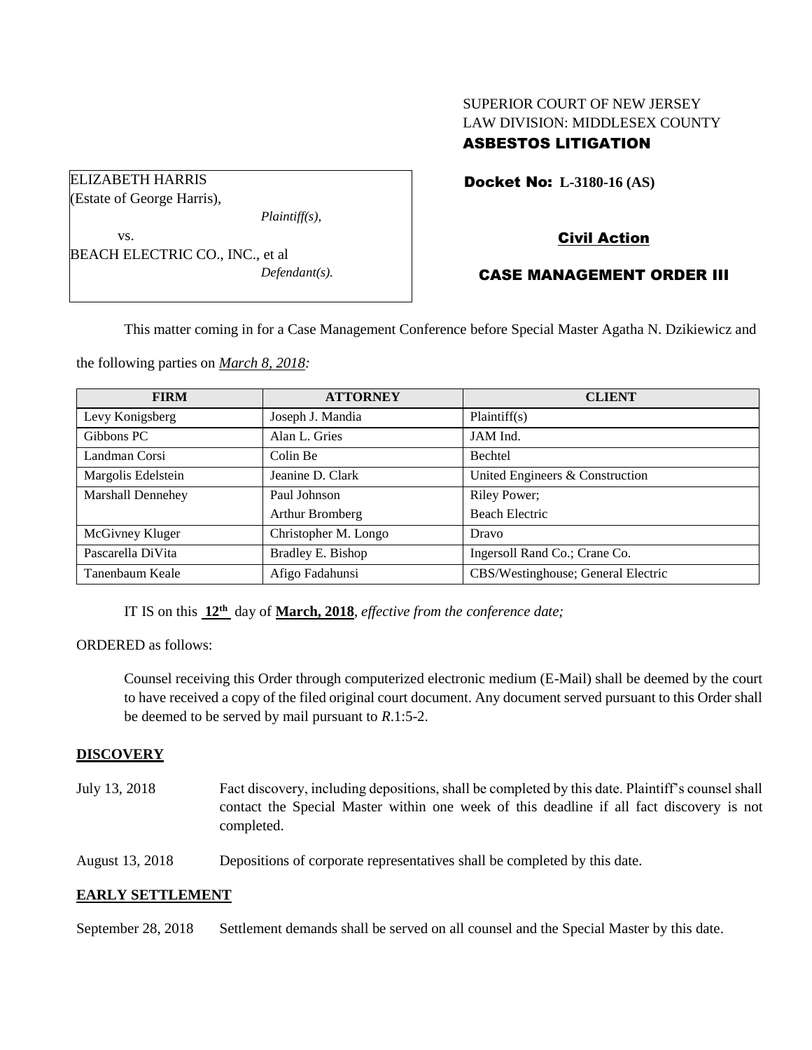SUPERIOR COURT OF NEW JERSEY
LAW DIVISION: MIDDLESEX COUNTY
**ASBESTOS LITIGATION**

ELIZABETH HARRIS
(Estate of George Harris),
*Plaintiff(s),*
vs.
BEACH ELECTRIC CO., INC., et al
*Defendant(s).*

**Docket No: L-3180-16 (AS)**

**Civil Action**

**CASE MANAGEMENT ORDER III**

This matter coming in for a Case Management Conference before Special Master Agatha N. Dzikiewicz and the following parties on ***March 8, 2018:***

| FIRM | ATTORNEY | CLIENT |
| --- | --- | --- |
| Levy Konigsberg | Joseph J. Mandia | Plaintiff(s) |
| Gibbons PC | Alan L. Gries | JAM Ind. |
| Landman Corsi | Colin Be | Bechtel |
| Margolis Edelstein | Jeanine D. Clark | United Engineers & Construction |
| Marshall Dennehey | Paul Johnson<br>Arthur Bromberg | Riley Power;<br>Beach Electric |
| McGivney Kluger | Christopher M. Longo | Dravo |
| Pascarella DiVita | Bradley E. Bishop | Ingersoll Rand Co.; Crane Co. |
| Tanenbaum Keale | Afigo Fadahunsi | CBS/Westinghouse; General Electric |

IT IS on this **12th** day of **March, 2018**, *effective from the conference date;*

ORDERED as follows:

Counsel receiving this Order through computerized electronic medium (E-Mail) shall be deemed by the court to have received a copy of the filed original court document. Any document served pursuant to this Order shall be deemed to be served by mail pursuant to *R*.1:5-2.

**DISCOVERY**

July 13, 2018 — Fact discovery, including depositions, shall be completed by this date. Plaintiff's counsel shall contact the Special Master within one week of this deadline if all fact discovery is not completed.

August 13, 2018 — Depositions of corporate representatives shall be completed by this date.

**EARLY SETTLEMENT**

September 28, 2018 — Settlement demands shall be served on all counsel and the Special Master by this date.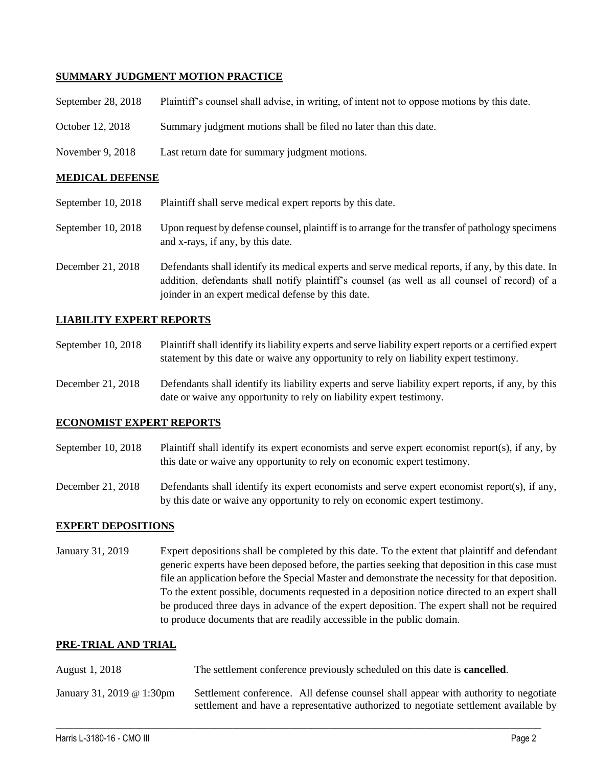## SUMMARY JUDGMENT MOTION PRACTICE

| | |
|---|---|
| September 28, 2018 | Plaintiff's counsel shall advise, in writing, of intent not to oppose motions by this date. |
| October 12, 2018 | Summary judgment motions shall be filed no later than this date. |
| November 9, 2018 | Last return date for summary judgment motions. |

## MEDICAL DEFENSE

| | |
|---|---|
| September 10, 2018 | Plaintiff shall serve medical expert reports by this date. |
| September 10, 2018 | Upon request by defense counsel, plaintiff is to arrange for the transfer of pathology specimens and x-rays, if any, by this date. |
| December 21, 2018 | Defendants shall identify its medical experts and serve medical reports, if any, by this date. In addition, defendants shall notify plaintiff's counsel (as well as all counsel of record) of a joinder in an expert medical defense by this date. |

## LIABILITY EXPERT REPORTS

| | |
|---|---|
| September 10, 2018 | Plaintiff shall identify its liability experts and serve liability expert reports or a certified expert statement by this date or waive any opportunity to rely on liability expert testimony. |
| December 21, 2018 | Defendants shall identify its liability experts and serve liability expert reports, if any, by this date or waive any opportunity to rely on liability expert testimony. |

## ECONOMIST EXPERT REPORTS

| | |
|---|---|
| September 10, 2018 | Plaintiff shall identify its expert economists and serve expert economist report(s), if any, by this date or waive any opportunity to rely on economic expert testimony. |
| December 21, 2018 | Defendants shall identify its expert economists and serve expert economist report(s), if any, by this date or waive any opportunity to rely on economic expert testimony. |

## EXPERT DEPOSITIONS

| | |
|---|---|
| January 31, 2019 | Expert depositions shall be completed by this date. To the extent that plaintiff and defendant generic experts have been deposed before, the parties seeking that deposition in this case must file an application before the Special Master and demonstrate the necessity for that deposition. To the extent possible, documents requested in a deposition notice directed to an expert shall be produced three days in advance of the expert deposition. The expert shall not be required to produce documents that are readily accessible in the public domain. |

## PRE-TRIAL AND TRIAL

| | |
|---|---|
| August 1, 2018 | The settlement conference previously scheduled on this date is **cancelled**. |
| January 31, 2019 @ 1:30pm | Settlement conference. All defense counsel shall appear with authority to negotiate settlement and have a representative authorized to negotiate settlement available by |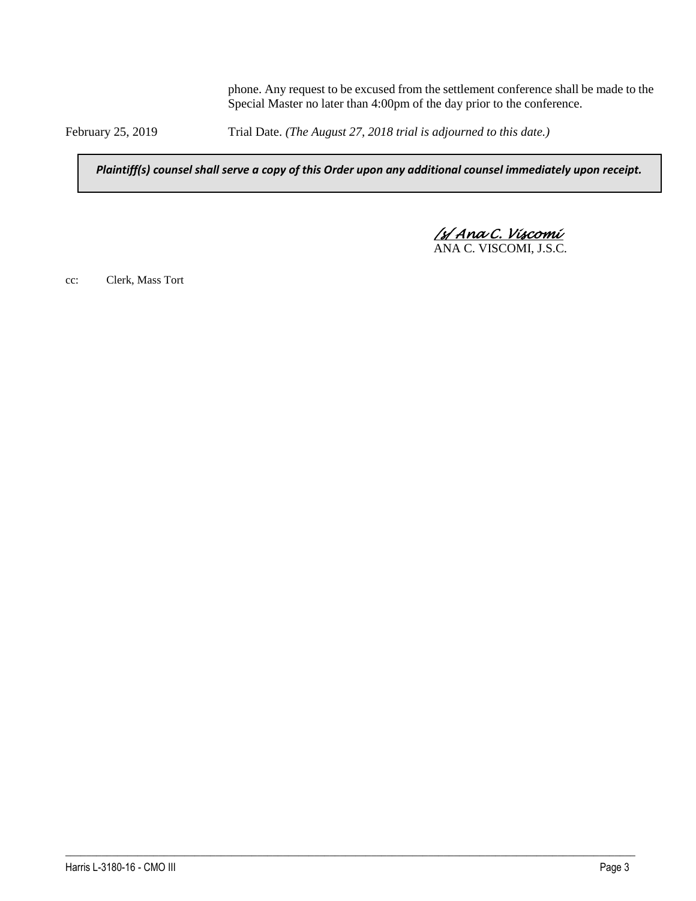phone. Any request to be excused from the settlement conference shall be made to the Special Master no later than 4:00pm of the day prior to the conference.

February 25, 2019 Trial Date. *(The August 27, 2018 trial is adjourned to this date.)*

***Plaintiff(s) counsel shall serve a copy of this Order upon any additional counsel immediately upon receipt.***

*/s/ Ana C. Viscomi*
ANA C. VISCOMI, J.S.C.

cc: Clerk, Mass Tort